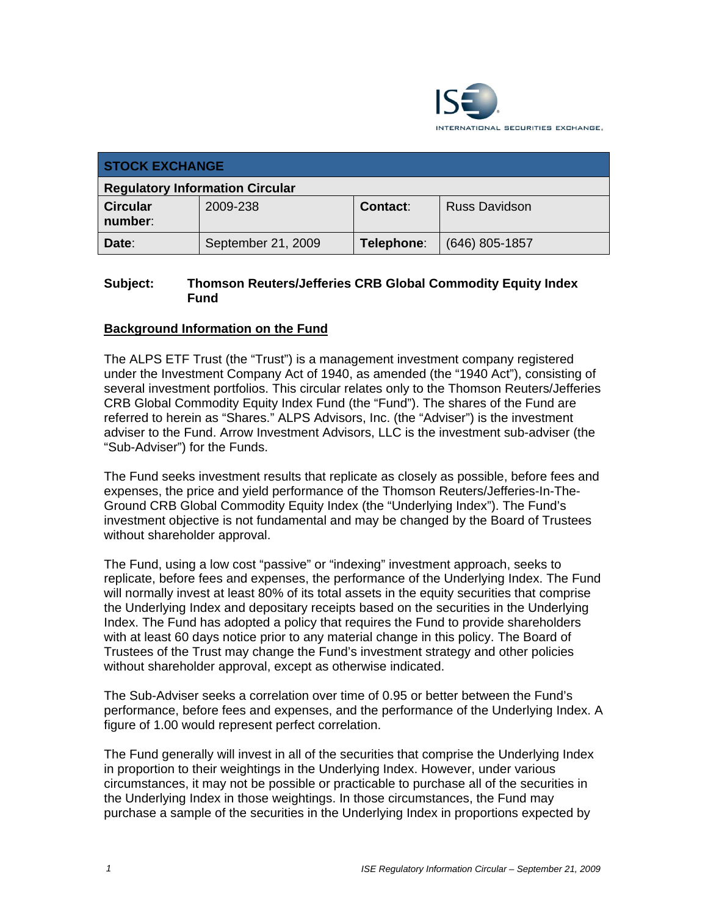INTERNATIONAL SECURITIES EXCHANGE.

| STOCK EXCHANGE | | | |
|---|---|---|---|
| **Regulatory Information Circular** | | | |
| **Circular number**: | 2009-238 | **Contact**: | Russ Davidson |
| **Date**: | September 21, 2009 | **Telephone**: | (646) 805-1857 |

**Subject: Thomson Reuters/Jefferies CRB Global Commodity Equity Index Fund**

**Background Information on the Fund**

The ALPS ETF Trust (the "Trust") is a management investment company registered under the Investment Company Act of 1940, as amended (the "1940 Act"), consisting of several investment portfolios. This circular relates only to the Thomson Reuters/Jefferies CRB Global Commodity Equity Index Fund (the "Fund"). The shares of the Fund are referred to herein as "Shares." ALPS Advisors, Inc. (the "Adviser") is the investment adviser to the Fund. Arrow Investment Advisors, LLC is the investment sub-adviser (the "Sub-Adviser") for the Funds.

The Fund seeks investment results that replicate as closely as possible, before fees and expenses, the price and yield performance of the Thomson Reuters/Jefferies-In-The-Ground CRB Global Commodity Equity Index (the "Underlying Index"). The Fund's investment objective is not fundamental and may be changed by the Board of Trustees without shareholder approval.

The Fund, using a low cost "passive" or "indexing" investment approach, seeks to replicate, before fees and expenses, the performance of the Underlying Index. The Fund will normally invest at least 80% of its total assets in the equity securities that comprise the Underlying Index and depositary receipts based on the securities in the Underlying Index. The Fund has adopted a policy that requires the Fund to provide shareholders with at least 60 days notice prior to any material change in this policy. The Board of Trustees of the Trust may change the Fund's investment strategy and other policies without shareholder approval, except as otherwise indicated.

The Sub-Adviser seeks a correlation over time of 0.95 or better between the Fund's performance, before fees and expenses, and the performance of the Underlying Index. A figure of 1.00 would represent perfect correlation.

The Fund generally will invest in all of the securities that comprise the Underlying Index in proportion to their weightings in the Underlying Index. However, under various circumstances, it may not be possible or practicable to purchase all of the securities in the Underlying Index in those weightings. In those circumstances, the Fund may purchase a sample of the securities in the Underlying Index in proportions expected by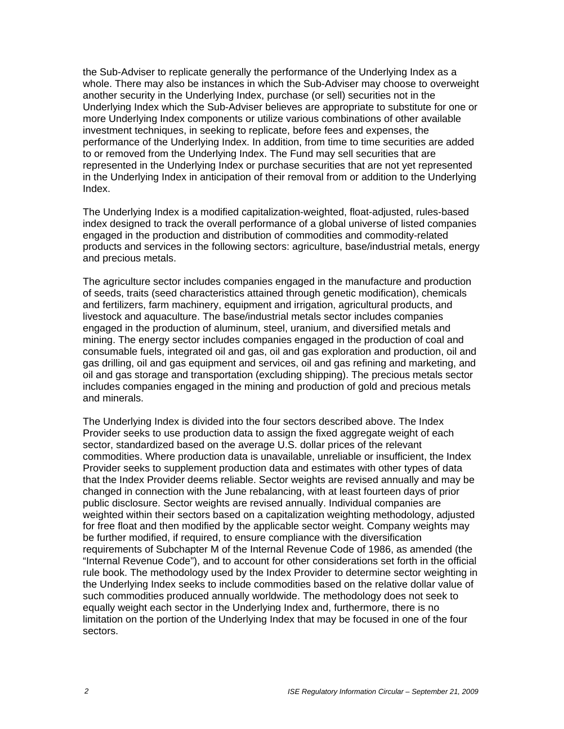the Sub-Adviser to replicate generally the performance of the Underlying Index as a whole. There may also be instances in which the Sub-Adviser may choose to overweight another security in the Underlying Index, purchase (or sell) securities not in the Underlying Index which the Sub-Adviser believes are appropriate to substitute for one or more Underlying Index components or utilize various combinations of other available investment techniques, in seeking to replicate, before fees and expenses, the performance of the Underlying Index. In addition, from time to time securities are added to or removed from the Underlying Index. The Fund may sell securities that are represented in the Underlying Index or purchase securities that are not yet represented in the Underlying Index in anticipation of their removal from or addition to the Underlying Index.

The Underlying Index is a modified capitalization-weighted, float-adjusted, rules-based index designed to track the overall performance of a global universe of listed companies engaged in the production and distribution of commodities and commodity-related products and services in the following sectors: agriculture, base/industrial metals, energy and precious metals.

The agriculture sector includes companies engaged in the manufacture and production of seeds, traits (seed characteristics attained through genetic modification), chemicals and fertilizers, farm machinery, equipment and irrigation, agricultural products, and livestock and aquaculture. The base/industrial metals sector includes companies engaged in the production of aluminum, steel, uranium, and diversified metals and mining. The energy sector includes companies engaged in the production of coal and consumable fuels, integrated oil and gas, oil and gas exploration and production, oil and gas drilling, oil and gas equipment and services, oil and gas refining and marketing, and oil and gas storage and transportation (excluding shipping). The precious metals sector includes companies engaged in the mining and production of gold and precious metals and minerals.

The Underlying Index is divided into the four sectors described above. The Index Provider seeks to use production data to assign the fixed aggregate weight of each sector, standardized based on the average U.S. dollar prices of the relevant commodities. Where production data is unavailable, unreliable or insufficient, the Index Provider seeks to supplement production data and estimates with other types of data that the Index Provider deems reliable. Sector weights are revised annually and may be changed in connection with the June rebalancing, with at least fourteen days of prior public disclosure. Sector weights are revised annually. Individual companies are weighted within their sectors based on a capitalization weighting methodology, adjusted for free float and then modified by the applicable sector weight. Company weights may be further modified, if required, to ensure compliance with the diversification requirements of Subchapter M of the Internal Revenue Code of 1986, as amended (the "Internal Revenue Code"), and to account for other considerations set forth in the official rule book. The methodology used by the Index Provider to determine sector weighting in the Underlying Index seeks to include commodities based on the relative dollar value of such commodities produced annually worldwide. The methodology does not seek to equally weight each sector in the Underlying Index and, furthermore, there is no limitation on the portion of the Underlying Index that may be focused in one of the four sectors.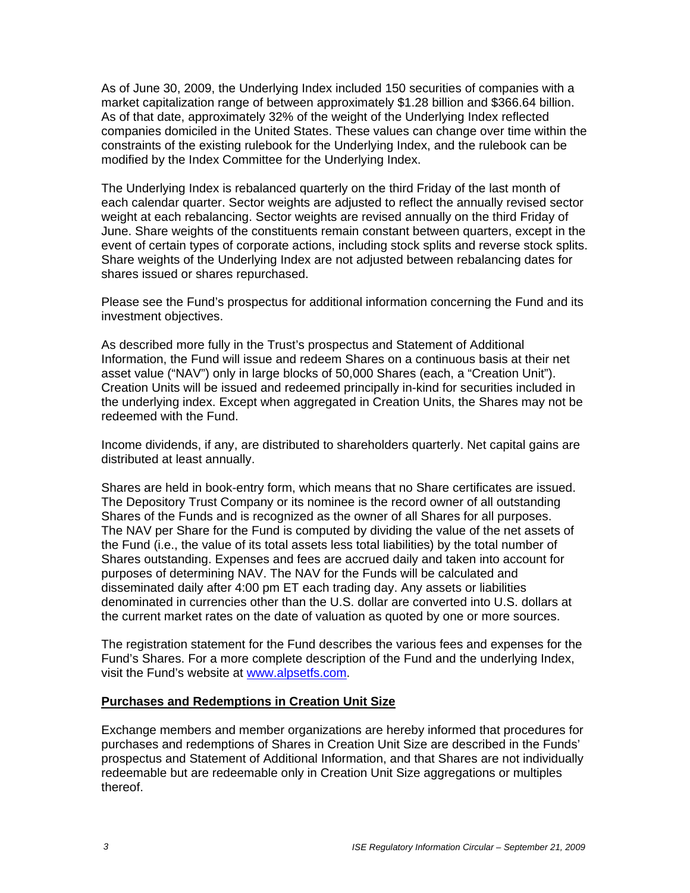As of June 30, 2009, the Underlying Index included 150 securities of companies with a market capitalization range of between approximately $1.28 billion and $366.64 billion. As of that date, approximately 32% of the weight of the Underlying Index reflected companies domiciled in the United States. These values can change over time within the constraints of the existing rulebook for the Underlying Index, and the rulebook can be modified by the Index Committee for the Underlying Index.

The Underlying Index is rebalanced quarterly on the third Friday of the last month of each calendar quarter. Sector weights are adjusted to reflect the annually revised sector weight at each rebalancing. Sector weights are revised annually on the third Friday of June. Share weights of the constituents remain constant between quarters, except in the event of certain types of corporate actions, including stock splits and reverse stock splits. Share weights of the Underlying Index are not adjusted between rebalancing dates for shares issued or shares repurchased.

Please see the Fund's prospectus for additional information concerning the Fund and its investment objectives.

As described more fully in the Trust's prospectus and Statement of Additional Information, the Fund will issue and redeem Shares on a continuous basis at their net asset value ("NAV") only in large blocks of 50,000 Shares (each, a "Creation Unit"). Creation Units will be issued and redeemed principally in-kind for securities included in the underlying index. Except when aggregated in Creation Units, the Shares may not be redeemed with the Fund.

Income dividends, if any, are distributed to shareholders quarterly. Net capital gains are distributed at least annually.

Shares are held in book-entry form, which means that no Share certificates are issued. The Depository Trust Company or its nominee is the record owner of all outstanding Shares of the Funds and is recognized as the owner of all Shares for all purposes. The NAV per Share for the Fund is computed by dividing the value of the net assets of the Fund (i.e., the value of its total assets less total liabilities) by the total number of Shares outstanding. Expenses and fees are accrued daily and taken into account for purposes of determining NAV. The NAV for the Funds will be calculated and disseminated daily after 4:00 pm ET each trading day. Any assets or liabilities denominated in currencies other than the U.S. dollar are converted into U.S. dollars at the current market rates on the date of valuation as quoted by one or more sources.

The registration statement for the Fund describes the various fees and expenses for the Fund's Shares. For a more complete description of the Fund and the underlying Index, visit the Fund's website at www.alpsetfs.com.

**Purchases and Redemptions in Creation Unit Size**

Exchange members and member organizations are hereby informed that procedures for purchases and redemptions of Shares in Creation Unit Size are described in the Funds' prospectus and Statement of Additional Information, and that Shares are not individually redeemable but are redeemable only in Creation Unit Size aggregations or multiples thereof.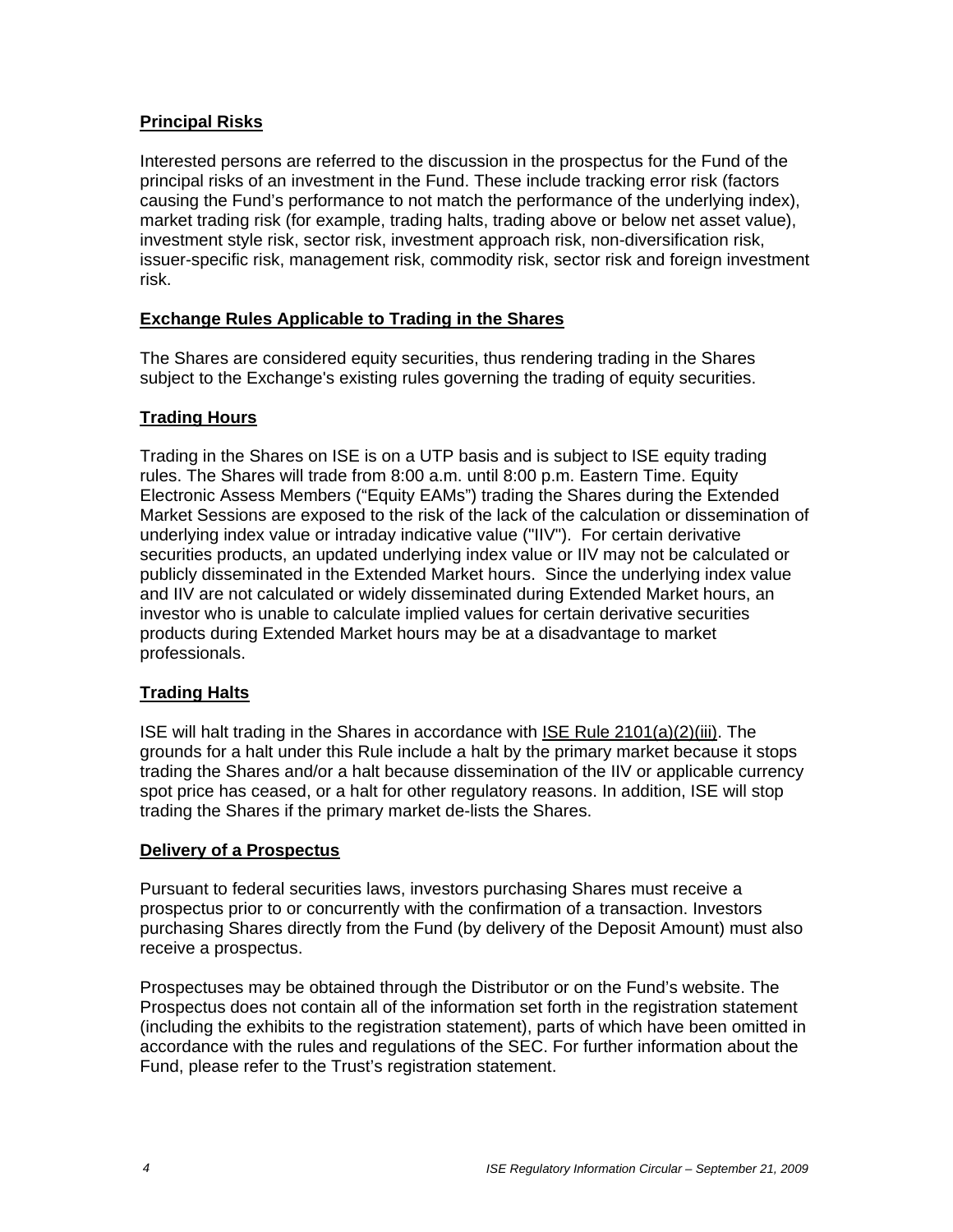**Principal Risks**

Interested persons are referred to the discussion in the prospectus for the Fund of the principal risks of an investment in the Fund. These include tracking error risk (factors causing the Fund's performance to not match the performance of the underlying index), market trading risk (for example, trading halts, trading above or below net asset value), investment style risk, sector risk, investment approach risk, non-diversification risk, issuer-specific risk, management risk, commodity risk, sector risk and foreign investment risk.

**Exchange Rules Applicable to Trading in the Shares**

The Shares are considered equity securities, thus rendering trading in the Shares subject to the Exchange's existing rules governing the trading of equity securities.

**Trading Hours**

Trading in the Shares on ISE is on a UTP basis and is subject to ISE equity trading rules. The Shares will trade from 8:00 a.m. until 8:00 p.m. Eastern Time. Equity Electronic Assess Members ("Equity EAMs") trading the Shares during the Extended Market Sessions are exposed to the risk of the lack of the calculation or dissemination of underlying index value or intraday indicative value ("IIV"). For certain derivative securities products, an updated underlying index value or IIV may not be calculated or publicly disseminated in the Extended Market hours. Since the underlying index value and IIV are not calculated or widely disseminated during Extended Market hours, an investor who is unable to calculate implied values for certain derivative securities products during Extended Market hours may be at a disadvantage to market professionals.

**Trading Halts**

ISE will halt trading in the Shares in accordance with ISE Rule 2101(a)(2)(iii). The grounds for a halt under this Rule include a halt by the primary market because it stops trading the Shares and/or a halt because dissemination of the IIV or applicable currency spot price has ceased, or a halt for other regulatory reasons. In addition, ISE will stop trading the Shares if the primary market de-lists the Shares.

**Delivery of a Prospectus**

Pursuant to federal securities laws, investors purchasing Shares must receive a prospectus prior to or concurrently with the confirmation of a transaction. Investors purchasing Shares directly from the Fund (by delivery of the Deposit Amount) must also receive a prospectus.

Prospectuses may be obtained through the Distributor or on the Fund's website. The Prospectus does not contain all of the information set forth in the registration statement (including the exhibits to the registration statement), parts of which have been omitted in accordance with the rules and regulations of the SEC. For further information about the Fund, please refer to the Trust's registration statement.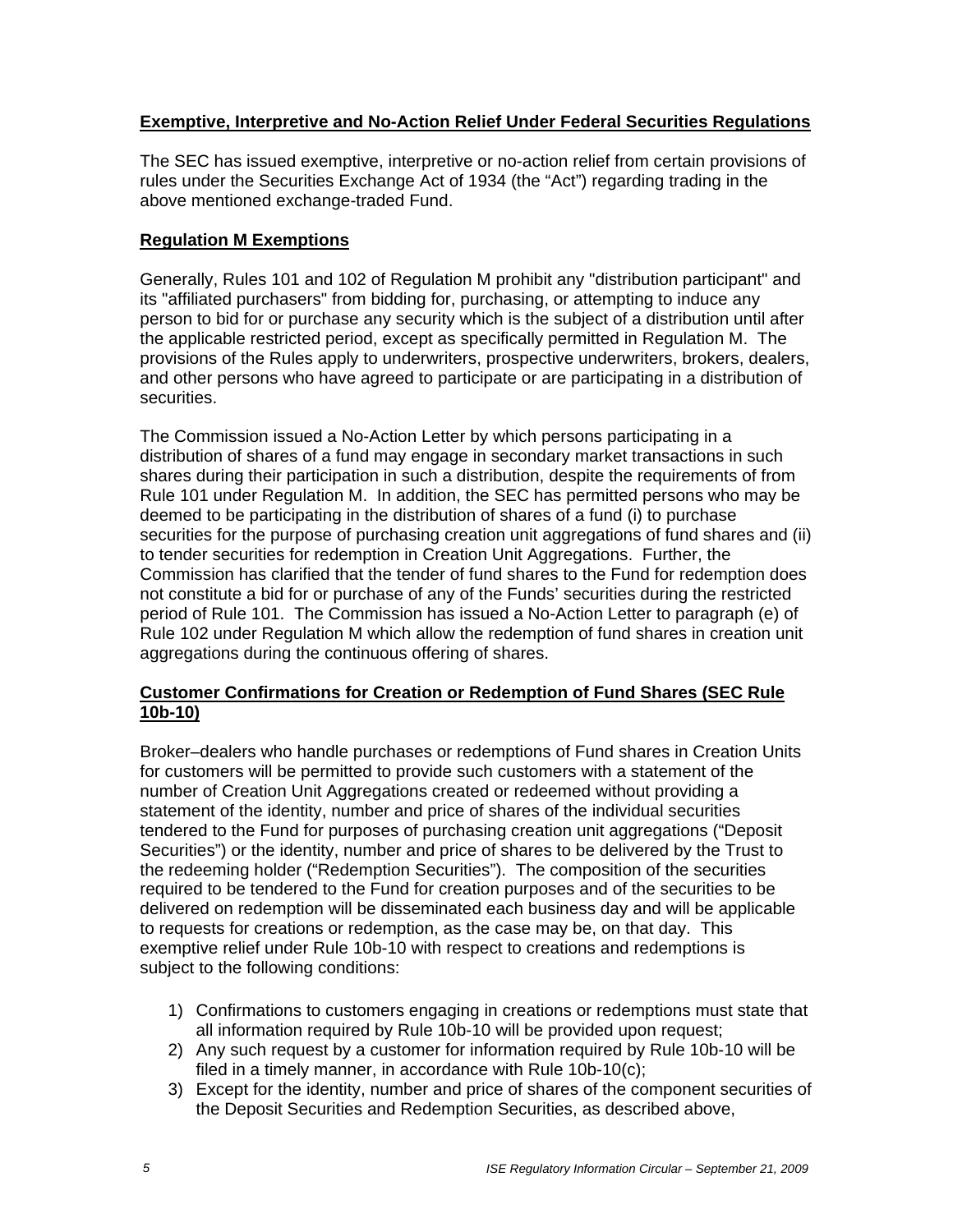## **Exemptive, Interpretive and No-Action Relief Under Federal Securities Regulations**

The SEC has issued exemptive, interpretive or no-action relief from certain provisions of rules under the Securities Exchange Act of 1934 (the "Act") regarding trading in the above mentioned exchange-traded Fund.

## **Regulation M Exemptions**

Generally, Rules 101 and 102 of Regulation M prohibit any "distribution participant" and its "affiliated purchasers" from bidding for, purchasing, or attempting to induce any person to bid for or purchase any security which is the subject of a distribution until after the applicable restricted period, except as specifically permitted in Regulation M. The provisions of the Rules apply to underwriters, prospective underwriters, brokers, dealers, and other persons who have agreed to participate or are participating in a distribution of securities.

The Commission issued a No-Action Letter by which persons participating in a distribution of shares of a fund may engage in secondary market transactions in such shares during their participation in such a distribution, despite the requirements of from Rule 101 under Regulation M. In addition, the SEC has permitted persons who may be deemed to be participating in the distribution of shares of a fund (i) to purchase securities for the purpose of purchasing creation unit aggregations of fund shares and (ii) to tender securities for redemption in Creation Unit Aggregations. Further, the Commission has clarified that the tender of fund shares to the Fund for redemption does not constitute a bid for or purchase of any of the Funds' securities during the restricted period of Rule 101. The Commission has issued a No-Action Letter to paragraph (e) of Rule 102 under Regulation M which allow the redemption of fund shares in creation unit aggregations during the continuous offering of shares.

## **Customer Confirmations for Creation or Redemption of Fund Shares (SEC Rule 10b-10)**

Broker–dealers who handle purchases or redemptions of Fund shares in Creation Units for customers will be permitted to provide such customers with a statement of the number of Creation Unit Aggregations created or redeemed without providing a statement of the identity, number and price of shares of the individual securities tendered to the Fund for purposes of purchasing creation unit aggregations ("Deposit Securities") or the identity, number and price of shares to be delivered by the Trust to the redeeming holder ("Redemption Securities"). The composition of the securities required to be tendered to the Fund for creation purposes and of the securities to be delivered on redemption will be disseminated each business day and will be applicable to requests for creations or redemption, as the case may be, on that day. This exemptive relief under Rule 10b-10 with respect to creations and redemptions is subject to the following conditions:

1) Confirmations to customers engaging in creations or redemptions must state that all information required by Rule 10b-10 will be provided upon request;
2) Any such request by a customer for information required by Rule 10b-10 will be filed in a timely manner, in accordance with Rule 10b-10(c);
3) Except for the identity, number and price of shares of the component securities of the Deposit Securities and Redemption Securities, as described above,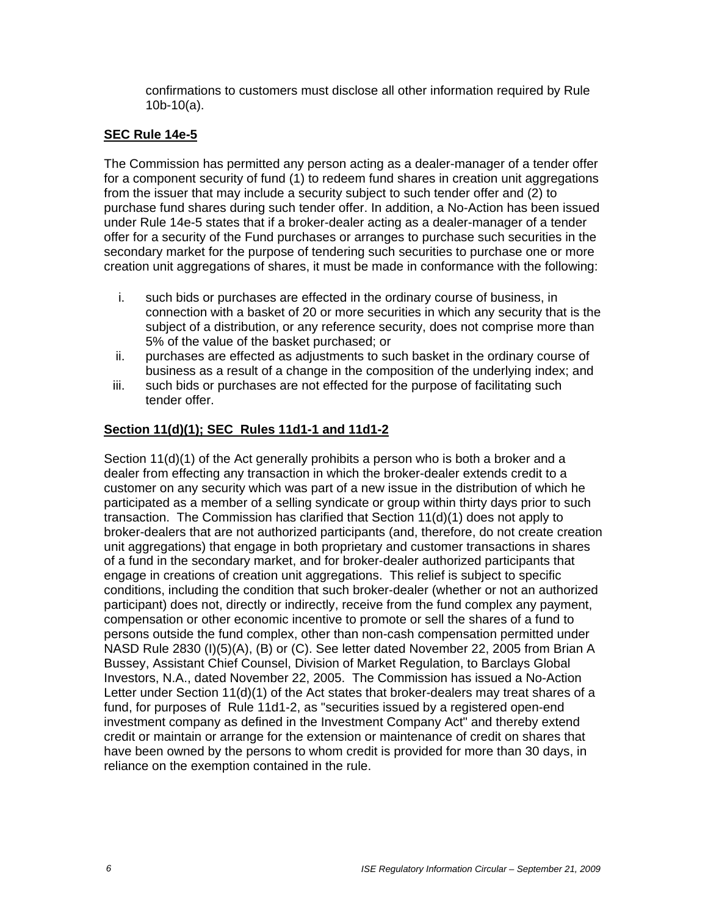confirmations to customers must disclose all other information required by Rule 10b-10(a).

**SEC Rule 14e-5**

The Commission has permitted any person acting as a dealer-manager of a tender offer for a component security of fund (1) to redeem fund shares in creation unit aggregations from the issuer that may include a security subject to such tender offer and (2) to purchase fund shares during such tender offer. In addition, a No-Action has been issued under Rule 14e-5 states that if a broker-dealer acting as a dealer-manager of a tender offer for a security of the Fund purchases or arranges to purchase such securities in the secondary market for the purpose of tendering such securities to purchase one or more creation unit aggregations of shares, it must be made in conformance with the following:

i. such bids or purchases are effected in the ordinary course of business, in connection with a basket of 20 or more securities in which any security that is the subject of a distribution, or any reference security, does not comprise more than 5% of the value of the basket purchased; or
ii. purchases are effected as adjustments to such basket in the ordinary course of business as a result of a change in the composition of the underlying index; and
iii. such bids or purchases are not effected for the purpose of facilitating such tender offer.

**Section 11(d)(1); SEC Rules 11d1-1 and 11d1-2**

Section 11(d)(1) of the Act generally prohibits a person who is both a broker and a dealer from effecting any transaction in which the broker-dealer extends credit to a customer on any security which was part of a new issue in the distribution of which he participated as a member of a selling syndicate or group within thirty days prior to such transaction. The Commission has clarified that Section 11(d)(1) does not apply to broker-dealers that are not authorized participants (and, therefore, do not create creation unit aggregations) that engage in both proprietary and customer transactions in shares of a fund in the secondary market, and for broker-dealer authorized participants that engage in creations of creation unit aggregations. This relief is subject to specific conditions, including the condition that such broker-dealer (whether or not an authorized participant) does not, directly or indirectly, receive from the fund complex any payment, compensation or other economic incentive to promote or sell the shares of a fund to persons outside the fund complex, other than non-cash compensation permitted under NASD Rule 2830 (I)(5)(A), (B) or (C). See letter dated November 22, 2005 from Brian A Bussey, Assistant Chief Counsel, Division of Market Regulation, to Barclays Global Investors, N.A., dated November 22, 2005. The Commission has issued a No-Action Letter under Section 11(d)(1) of the Act states that broker-dealers may treat shares of a fund, for purposes of Rule 11d1-2, as "securities issued by a registered open-end investment company as defined in the Investment Company Act" and thereby extend credit or maintain or arrange for the extension or maintenance of credit on shares that have been owned by the persons to whom credit is provided for more than 30 days, in reliance on the exemption contained in the rule.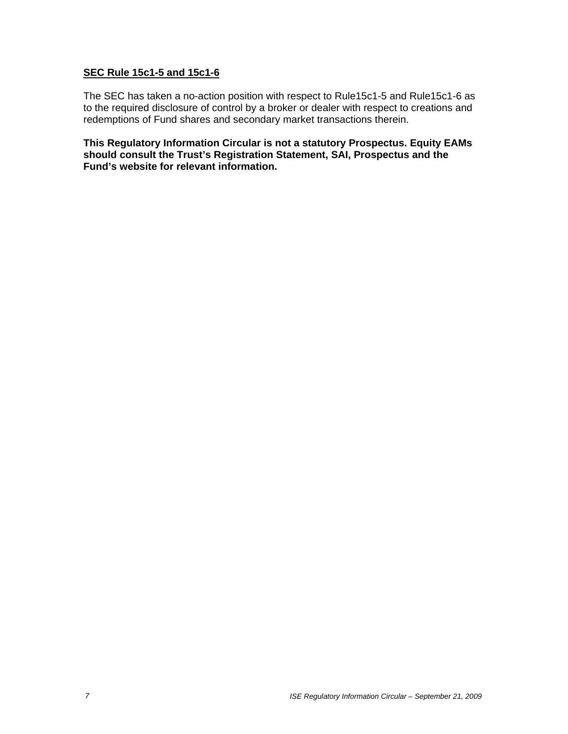**<u>SEC Rule 15c1-5 and 15c1-6</u>**

The SEC has taken a no-action position with respect to Rule15c1-5 and Rule15c1-6 as to the required disclosure of control by a broker or dealer with respect to creations and redemptions of Fund shares and secondary market transactions therein.

**This Regulatory Information Circular is not a statutory Prospectus. Equity EAMs should consult the Trust's Registration Statement, SAI, Prospectus and the Fund's website for relevant information.**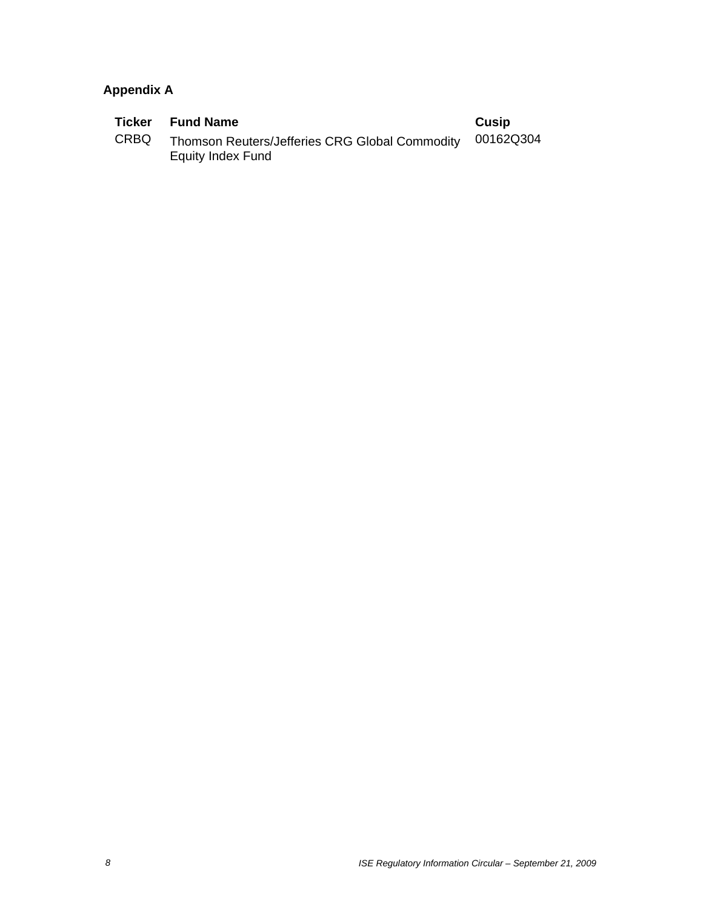## Appendix A

| Ticker | Fund Name | Cusip |
|---|---|---|
| CRBQ | Thomson Reuters/Jefferies CRG Global Commodity Equity Index Fund | 00162Q304 |